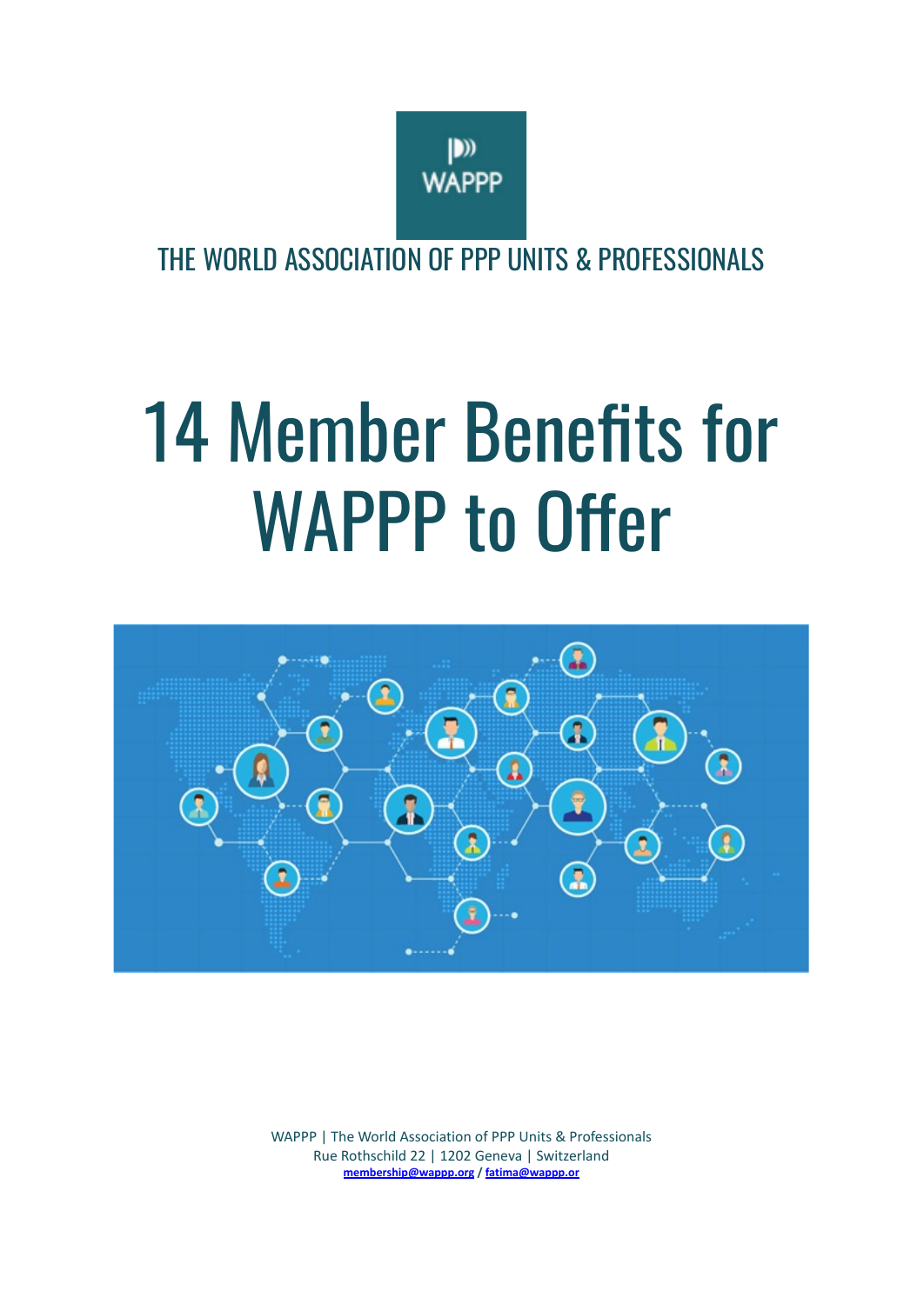WAPPP

THE WORLD ASSOCIATION OF PPP UNITS & PROFESSIONALS

# 14 Member Benefits for WAPPP to Offer

WAPPP | The World Association of PPP Units & Professionals
Rue Rothschild 22 | 1202 Geneva | Switzerland
**membership@wappp.org / fatima@wappp.or**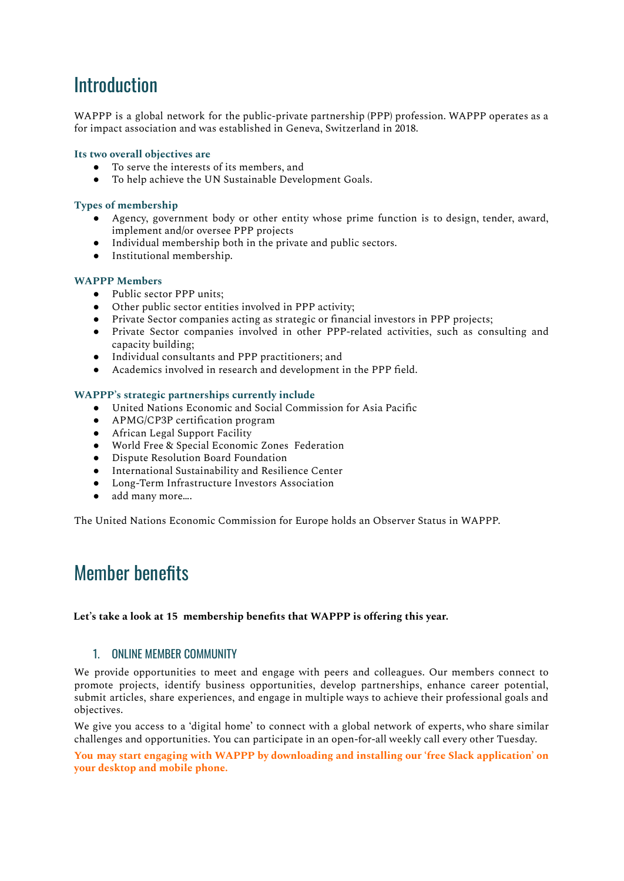# Introduction

WAPPP is a global network for the public-private partnership (PPP) profession. WAPPP operates as a for impact association and was established in Geneva, Switzerland in 2018.

**Its two overall objectives are**

- To serve the interests of its members, and
- To help achieve the UN Sustainable Development Goals.

**Types of membership**

- Agency, government body or other entity whose prime function is to design, tender, award, implement and/or oversee PPP projects
- Individual membership both in the private and public sectors.
- Institutional membership.

**WAPPP Members**

- Public sector PPP units;
- Other public sector entities involved in PPP activity;
- Private Sector companies acting as strategic or financial investors in PPP projects;
- Private Sector companies involved in other PPP-related activities, such as consulting and capacity building;
- Individual consultants and PPP practitioners; and
- Academics involved in research and development in the PPP field.

**WAPPP's strategic partnerships currently include**

- United Nations Economic and Social Commission for Asia Pacific
- APMG/CP3P certification program
- African Legal Support Facility
- World Free & Special Economic Zones Federation
- Dispute Resolution Board Foundation
- International Sustainability and Resilience Center
- Long-Term Infrastructure Investors Association
- add many more….

The United Nations Economic Commission for Europe holds an Observer Status in WAPPP.

# Member benefits

**Let's take a look at 15 membership benefits that WAPPP is offering this year.**

## 1. ONLINE MEMBER COMMUNITY

We provide opportunities to meet and engage with peers and colleagues. Our members connect to promote projects, identify business opportunities, develop partnerships, enhance career potential, submit articles, share experiences, and engage in multiple ways to achieve their professional goals and objectives.

We give you access to a 'digital home' to connect with a global network of experts, who share similar challenges and opportunities. You can participate in an open-for-all weekly call every other Tuesday.

**You may start engaging with WAPPP by downloading and installing our 'free Slack application' on your desktop and mobile phone.**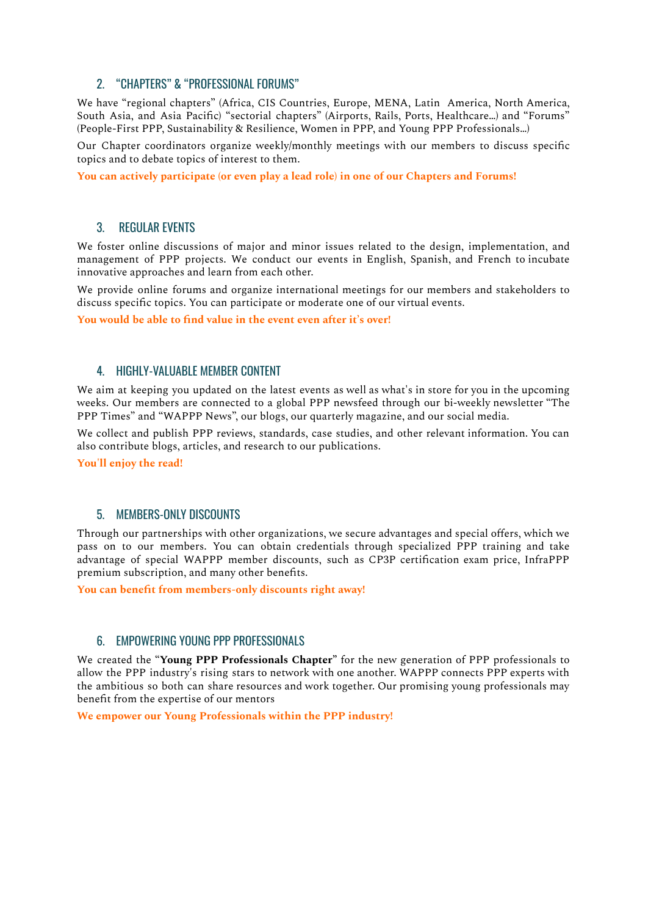## 2. "CHAPTERS" & "PROFESSIONAL FORUMS"

We have "regional chapters" (Africa, CIS Countries, Europe, MENA, Latin America, North America, South Asia, and Asia Pacific) "sectorial chapters" (Airports, Rails, Ports, Healthcare…) and "Forums" (People-First PPP, Sustainability & Resilience, Women in PPP, and Young PPP Professionals…)

Our Chapter coordinators organize weekly/monthly meetings with our members to discuss specific topics and to debate topics of interest to them.

**You can actively participate (or even play a lead role) in one of our Chapters and Forums!**

## 3. REGULAR EVENTS

We foster online discussions of major and minor issues related to the design, implementation, and management of PPP projects. We conduct our events in English, Spanish, and French to incubate innovative approaches and learn from each other.

We provide online forums and organize international meetings for our members and stakeholders to discuss specific topics. You can participate or moderate one of our virtual events.

**You would be able to find value in the event even after it's over!**

## 4. HIGHLY-VALUABLE MEMBER CONTENT

We aim at keeping you updated on the latest events as well as what's in store for you in the upcoming weeks. Our members are connected to a global PPP newsfeed through our bi-weekly newsletter "The PPP Times" and "WAPPP News", our blogs, our quarterly magazine, and our social media.

We collect and publish PPP reviews, standards, case studies, and other relevant information. You can also contribute blogs, articles, and research to our publications.

**You'll enjoy the read!**

## 5. MEMBERS-ONLY DISCOUNTS

Through our partnerships with other organizations, we secure advantages and special offers, which we pass on to our members. You can obtain credentials through specialized PPP training and take advantage of special WAPPP member discounts, such as CP3P certification exam price, InfraPPP premium subscription, and many other benefits.

**You can benefit from members-only discounts right away!**

## 6. EMPOWERING YOUNG PPP PROFESSIONALS

We created the "**Young PPP Professionals Chapter**" for the new generation of PPP professionals to allow the PPP industry's rising stars to network with one another. WAPPP connects PPP experts with the ambitious so both can share resources and work together. Our promising young professionals may benefit from the expertise of our mentors

**We empower our Young Professionals within the PPP industry!**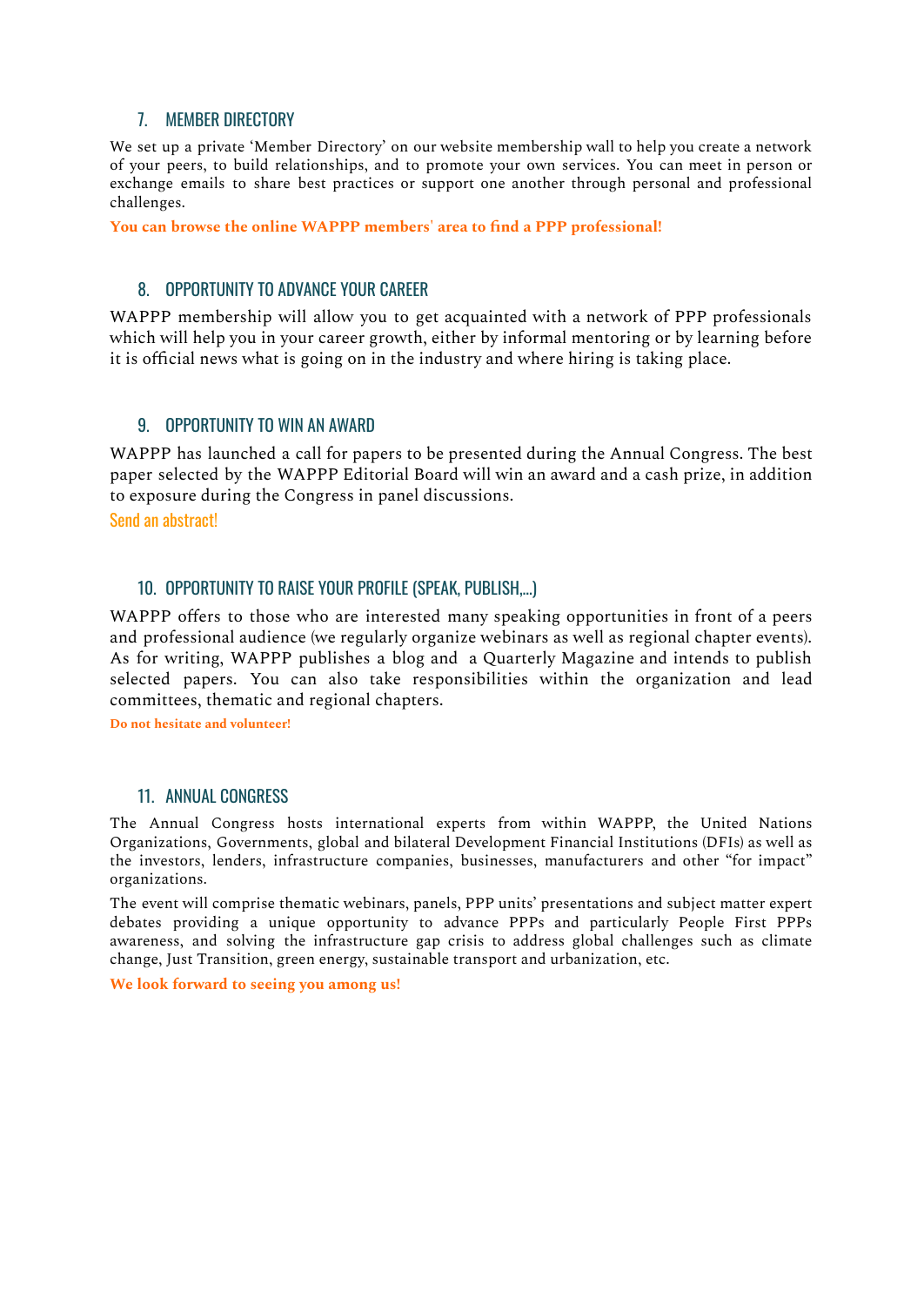## 7. MEMBER DIRECTORY

We set up a private 'Member Directory' on our website membership wall to help you create a network of your peers, to build relationships, and to promote your own services. You can meet in person or exchange emails to share best practices or support one another through personal and professional challenges.

**You can browse the online WAPPP members' area to find a PPP professional!**

## 8. OPPORTUNITY TO ADVANCE YOUR CAREER

WAPPP membership will allow you to get acquainted with a network of PPP professionals which will help you in your career growth, either by informal mentoring or by learning before it is official news what is going on in the industry and where hiring is taking place.

## 9. OPPORTUNITY TO WIN AN AWARD

WAPPP has launched a call for papers to be presented during the Annual Congress. The best paper selected by the WAPPP Editorial Board will win an award and a cash prize, in addition to exposure during the Congress in panel discussions.

Send an abstract!

## 10. OPPORTUNITY TO RAISE YOUR PROFILE (SPEAK, PUBLISH,...)

WAPPP offers to those who are interested many speaking opportunities in front of a peers and professional audience (we regularly organize webinars as well as regional chapter events). As for writing, WAPPP publishes a blog and a Quarterly Magazine and intends to publish selected papers. You can also take responsibilities within the organization and lead committees, thematic and regional chapters.

**Do not hesitate and volunteer!**

## 11. ANNUAL CONGRESS

The Annual Congress hosts international experts from within WAPPP, the United Nations Organizations, Governments, global and bilateral Development Financial Institutions (DFIs) as well as the investors, lenders, infrastructure companies, businesses, manufacturers and other "for impact" organizations.

The event will comprise thematic webinars, panels, PPP units' presentations and subject matter expert debates providing a unique opportunity to advance PPPs and particularly People First PPPs awareness, and solving the infrastructure gap crisis to address global challenges such as climate change, Just Transition, green energy, sustainable transport and urbanization, etc.

**We look forward to seeing you among us!**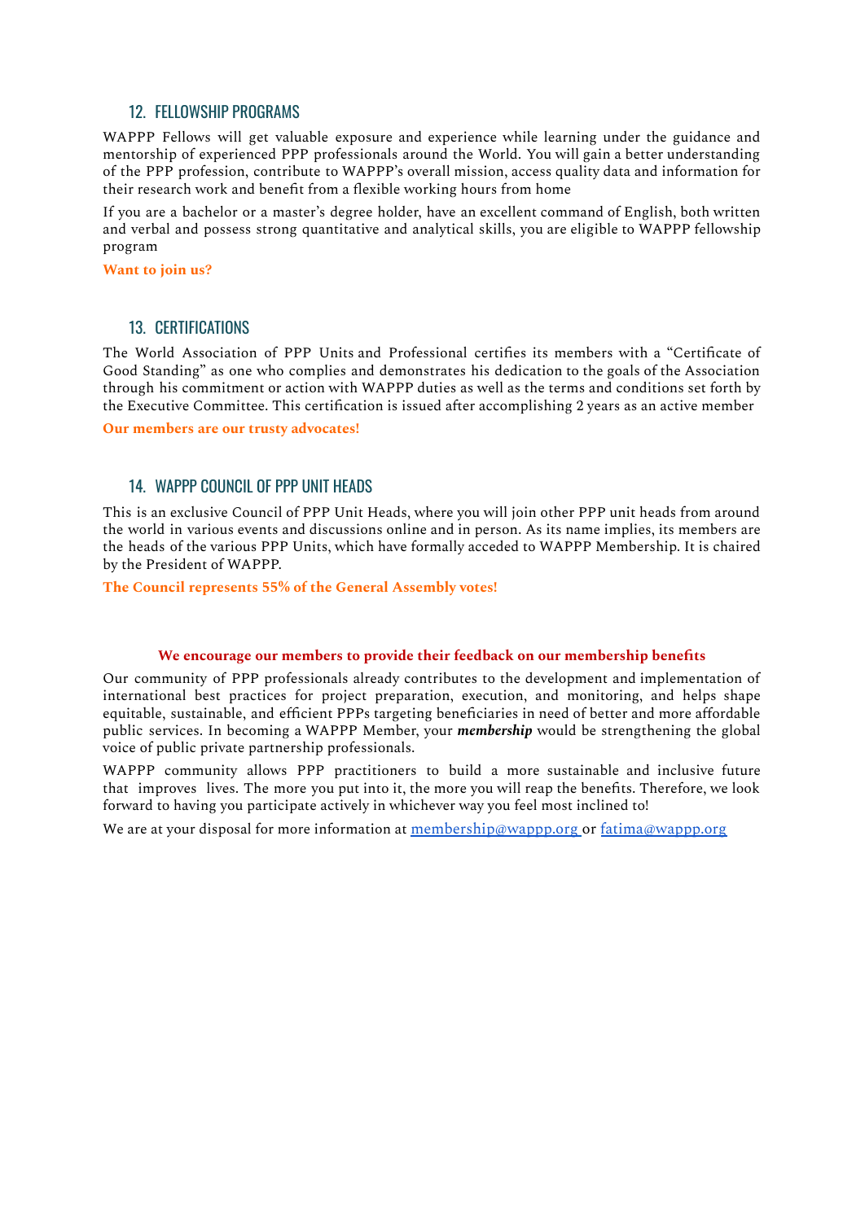## 12. FELLOWSHIP PROGRAMS

WAPPP Fellows will get valuable exposure and experience while learning under the guidance and mentorship of experienced PPP professionals around the World. You will gain a better understanding of the PPP profession, contribute to WAPPP's overall mission, access quality data and information for their research work and benefit from a flexible working hours from home

If you are a bachelor or a master's degree holder, have an excellent command of English, both written and verbal and possess strong quantitative and analytical skills, you are eligible to WAPPP fellowship program

**Want to join us?**

## 13. CERTIFICATIONS

The World Association of PPP Units and Professional certifies its members with a "Certificate of Good Standing" as one who complies and demonstrates his dedication to the goals of the Association through his commitment or action with WAPPP duties as well as the terms and conditions set forth by the Executive Committee. This certification is issued after accomplishing 2 years as an active member

**Our members are our trusty advocates!**

## 14. WAPPP COUNCIL OF PPP UNIT HEADS

This is an exclusive Council of PPP Unit Heads, where you will join other PPP unit heads from around the world in various events and discussions online and in person. As its name implies, its members are the heads of the various PPP Units, which have formally acceded to WAPPP Membership. It is chaired by the President of WAPPP.

**The Council represents 55% of the General Assembly votes!**

**We encourage our members to provide their feedback on our membership benefits**

Our community of PPP professionals already contributes to the development and implementation of international best practices for project preparation, execution, and monitoring, and helps shape equitable, sustainable, and efficient PPPs targeting beneficiaries in need of better and more affordable public services. In becoming a WAPPP Member, your ***membership*** would be strengthening the global voice of public private partnership professionals.

WAPPP community allows PPP practitioners to build a more sustainable and inclusive future that improves lives. The more you put into it, the more you will reap the benefits. Therefore, we look forward to having you participate actively in whichever way you feel most inclined to!

We are at your disposal for more information at membership@wappp.org or fatima@wappp.org